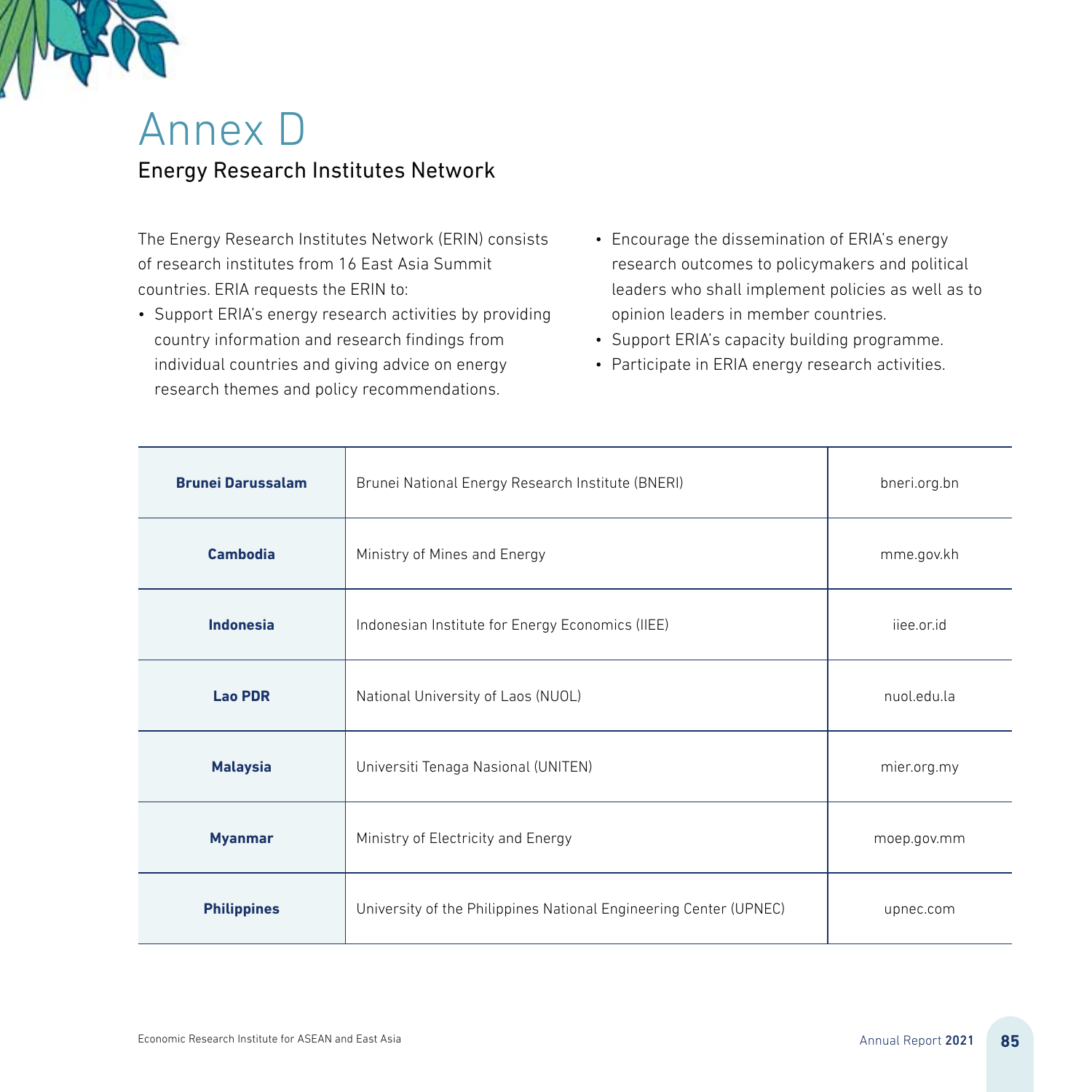# Annex D

## Energy Research Institutes Network

The Energy Research Institutes Network (ERIN) consists of research institutes from 16 East Asia Summit countries. ERIA requests the ERIN to:

- Support ERIA's energy research activities by providing country information and research findings from individual countries and giving advice on energy research themes and policy recommendations.
- Encourage the dissemination of ERIA's energy research outcomes to policymakers and political leaders who shall implement policies as well as to opinion leaders in member countries.
- Support ERIA's capacity building programme.
- Participate in ERIA energy research activities.

| | | |
|---|---|---|
| **Brunei Darussalam** | Brunei National Energy Research Institute (BNERI) | bneri.org.bn |
| **Cambodia** | Ministry of Mines and Energy | mme.gov.kh |
| **Indonesia** | Indonesian Institute for Energy Economics (IIEE) | iiee.or.id |
| **Lao PDR** | National University of Laos (NUOL) | nuol.edu.la |
| **Malaysia** | Universiti Tenaga Nasional (UNITEN) | mier.org.my |
| **Myanmar** | Ministry of Electricity and Energy | moep.gov.mm |
| **Philippines** | University of the Philippines National Engineering Center (UPNEC) | upnec.com |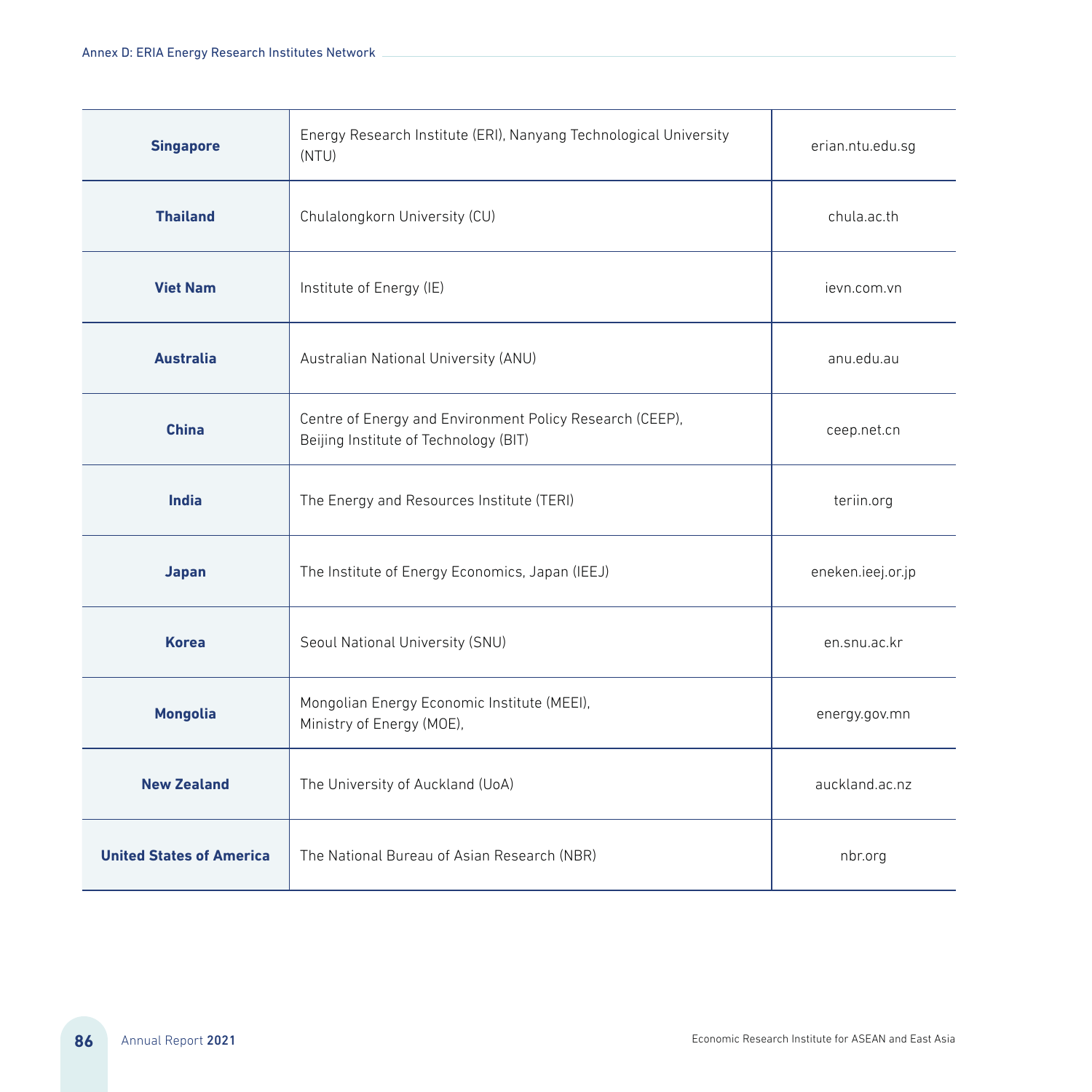| Singapore | Energy Research Institute (ERI), Nanyang Technological University (NTU) | erian.ntu.edu.sg |
|---|---|---|
| **Thailand** | Chulalongkorn University (CU) | chula.ac.th |
| **Viet Nam** | Institute of Energy (IE) | ievn.com.vn |
| **Australia** | Australian National University (ANU) | anu.edu.au |
| **China** | Centre of Energy and Environment Policy Research (CEEP), Beijing Institute of Technology (BIT) | ceep.net.cn |
| **India** | The Energy and Resources Institute (TERI) | teriin.org |
| **Japan** | The Institute of Energy Economics, Japan (IEEJ) | eneken.ieej.or.jp |
| **Korea** | Seoul National University (SNU) | en.snu.ac.kr |
| **Mongolia** | Mongolian Energy Economic Institute (MEEI), Ministry of Energy (MOE), | energy.gov.mn |
| **New Zealand** | The University of Auckland (UoA) | auckland.ac.nz |
| **United States of America** | The National Bureau of Asian Research (NBR) | nbr.org |